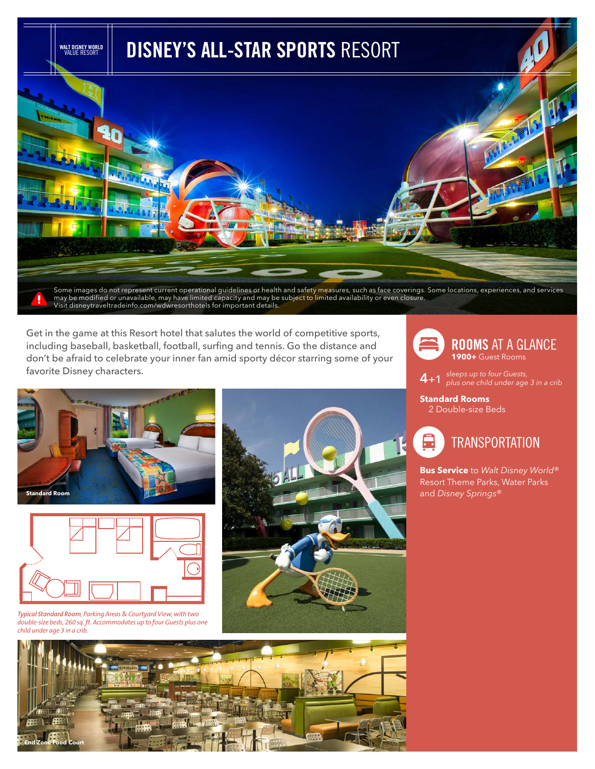WALT DISNEY WORLD
VALUE RESORT

# DISNEY'S ALL-STAR SPORTS RESORT

Some images do not represent current operational guidelines or health and safety measures, such as face coverings. Some locations, experiences, and services may be modified or unavailable, may have limited capacity and may be subject to limited availability or even closure. Visit disneytraveltradeinfo.com/wdwresorthotels for important details.

Get in the game at this Resort hotel that salutes the world of competitive sports, including baseball, basketball, football, surfing and tennis. Go the distance and don't be afraid to celebrate your inner fan amid sporty décor starring some of your favorite Disney characters.

Standard Room

*Typical Standard Room, Parking Areas & Courtyard View, with two double-size beds, 260 sq. ft. Accommodates up to four Guests plus one child under age 3 in a crib.*

End Zone Food Court

## ROOMS AT A GLANCE

**1900+** Guest Rooms

4+1 *sleeps up to four Guests, plus one child under age 3 in a crib*

**Standard Rooms**
2 Double-size Beds

## TRANSPORTATION

**Bus Service** to *Walt Disney World®* Resort Theme Parks, Water Parks and *Disney Springs®*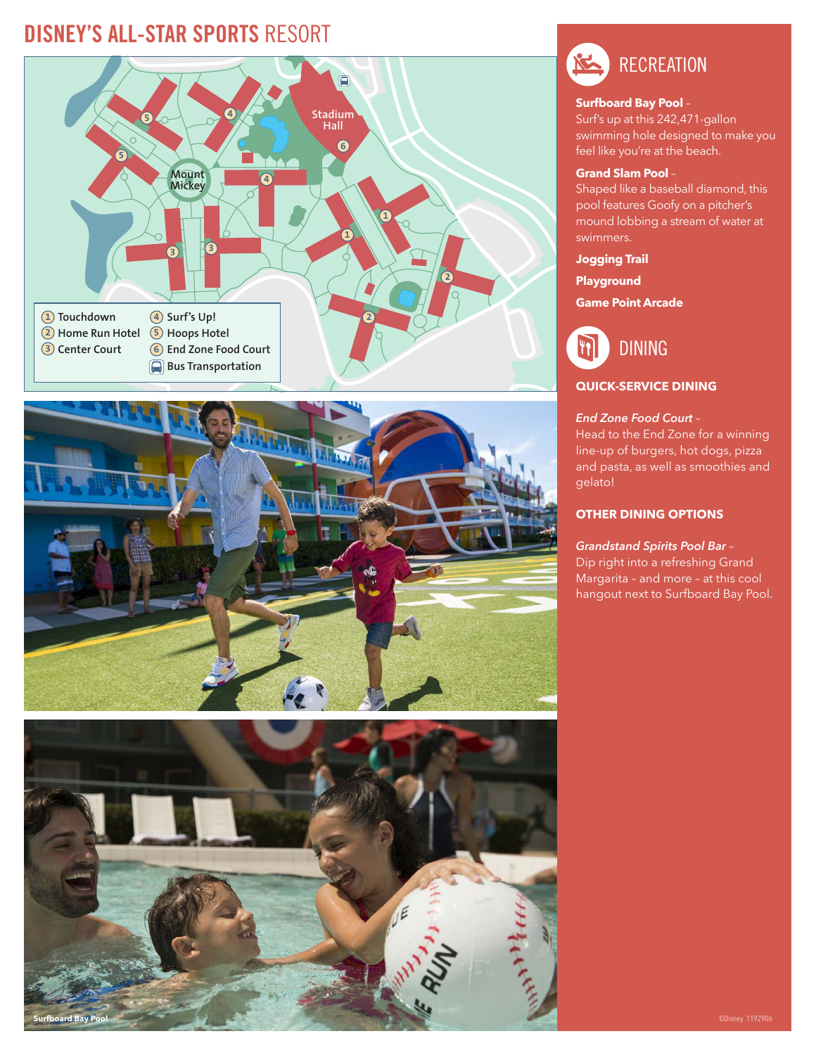# DISNEY'S ALL-STAR SPORTS RESORT

Stadium Hall

Mount Mickey

1 Touchdown
2 Home Run Hotel
3 Center Court
4 Surf's Up!
5 Hoops Hotel
6 End Zone Food Court
Bus Transportation

Surfboard Bay Pool

## RECREATION

**Surfboard Bay Pool** –
Surf's up at this 242,471-gallon swimming hole designed to make you feel like you're at the beach.

**Grand Slam Pool** –
Shaped like a baseball diamond, this pool features Goofy on a pitcher's mound lobbing a stream of water at swimmers.

**Jogging Trail**

**Playground**

**Game Point Arcade**

## DINING

### QUICK-SERVICE DINING

***End Zone Food Court*** –
Head to the End Zone for a winning line-up of burgers, hot dogs, pizza and pasta, as well as smoothies and gelato!

### OTHER DINING OPTIONS

***Grandstand Spirits Pool Bar*** –
Dip right into a refreshing Grand Margarita – and more – at this cool hangout next to Surfboard Bay Pool.

©Disney 1192906